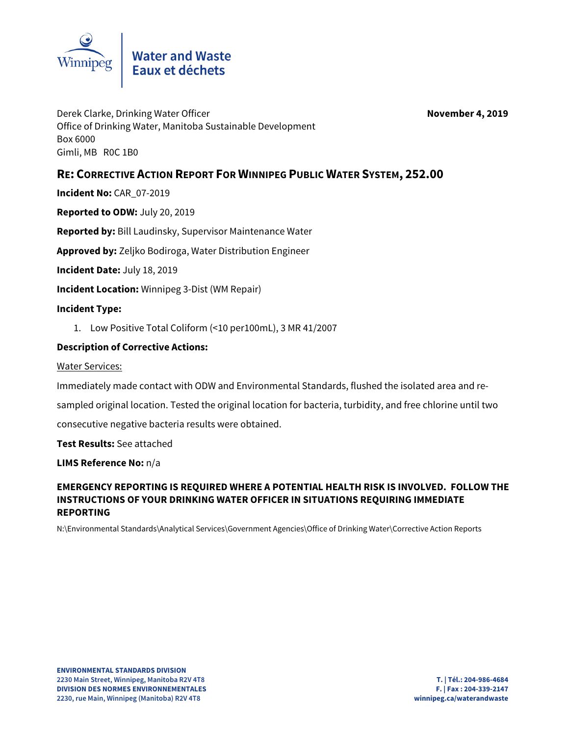Water and Waste
Eaux et déchets

Derek Clarke, Drinking Water Officer
Office of Drinking Water, Manitoba Sustainable Development
Box 6000
Gimli, MB R0C 1B0

**November 4, 2019**

## RE: CORRECTIVE ACTION REPORT FOR WINNIPEG PUBLIC WATER SYSTEM, 252.00

**Incident No:** CAR_07-2019

**Reported to ODW:** July 20, 2019

**Reported by:** Bill Laudinsky, Supervisor Maintenance Water

**Approved by:** Zeljko Bodiroga, Water Distribution Engineer

**Incident Date:** July 18, 2019

**Incident Location:** Winnipeg 3-Dist (WM Repair)

**Incident Type:**

1. Low Positive Total Coliform (<10 per100mL), 3 MR 41/2007

**Description of Corrective Actions:**

Water Services:

Immediately made contact with ODW and Environmental Standards, flushed the isolated area and re-sampled original location. Tested the original location for bacteria, turbidity, and free chlorine until two consecutive negative bacteria results were obtained.

**Test Results:** See attached

**LIMS Reference No:** n/a

**EMERGENCY REPORTING IS REQUIRED WHERE A POTENTIAL HEALTH RISK IS INVOLVED. FOLLOW THE INSTRUCTIONS OF YOUR DRINKING WATER OFFICER IN SITUATIONS REQUIRING IMMEDIATE REPORTING**

N:\Environmental Standards\Analytical Services\Government Agencies\Office of Drinking Water\Corrective Action Reports

**ENVIRONMENTAL STANDARDS DIVISION**
**2230 Main Street, Winnipeg, Manitoba R2V 4T8**
**DIVISION DES NORMES ENVIRONNEMENTALES**
**2230, rue Main, Winnipeg (Manitoba) R2V 4T8**

**T. | Tél.: 204-986-4684**
**F. | Fax : 204-339-2147**
**winnipeg.ca/waterandwaste**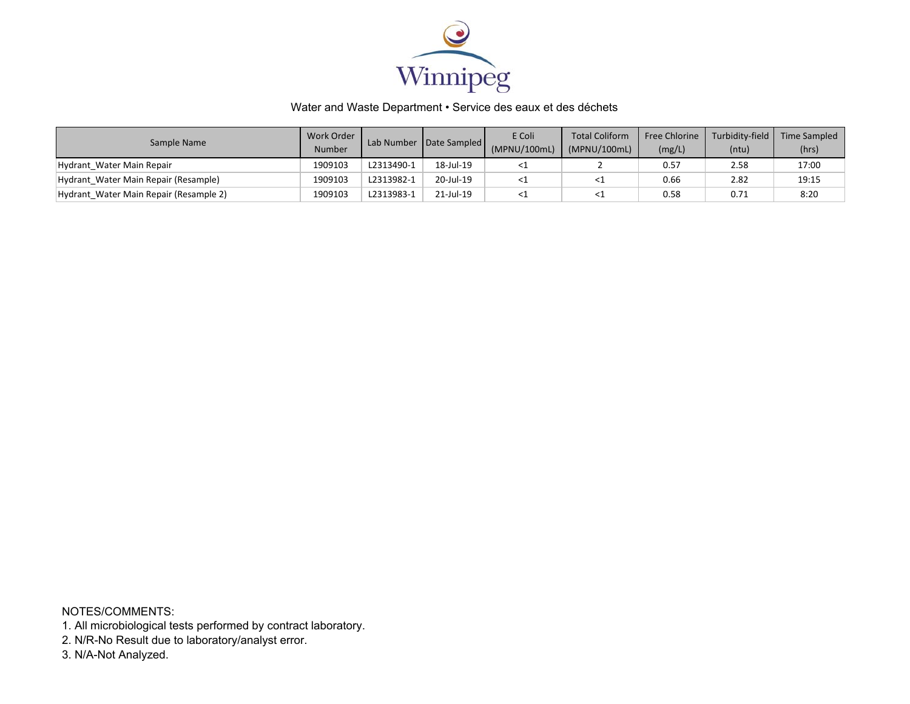Winnipeg

Water and Waste Department • Service des eaux et des déchets

| Sample Name | Work Order Number | Lab Number | Date Sampled | E Coli (MPNU/100mL) | Total Coliform (MPNU/100mL) | Free Chlorine (mg/L) | Turbidity-field (ntu) | Time Sampled (hrs) |
|---|---|---|---|---|---|---|---|---|
| Hydrant_Water Main Repair | 1909103 | L2313490-1 | 18-Jul-19 | <1 | 2 | 0.57 | 2.58 | 17:00 |
| Hydrant_Water Main Repair (Resample) | 1909103 | L2313982-1 | 20-Jul-19 | <1 | <1 | 0.66 | 2.82 | 19:15 |
| Hydrant_Water Main Repair (Resample 2) | 1909103 | L2313983-1 | 21-Jul-19 | <1 | <1 | 0.58 | 0.71 | 8:20 |

NOTES/COMMENTS:
1. All microbiological tests performed by contract laboratory.
2. N/R-No Result due to laboratory/analyst error.
3. N/A-Not Analyzed.